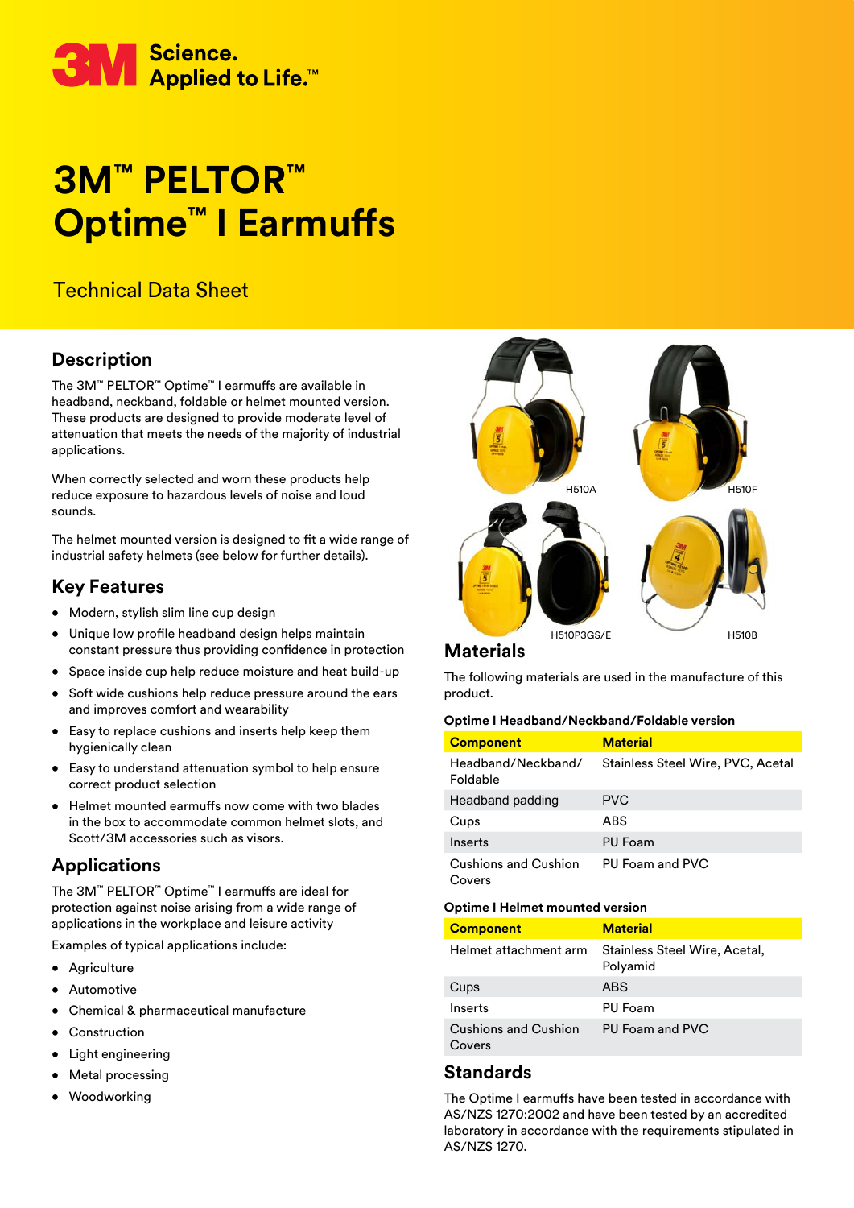3M Science. Applied to Life.™

# 3M™ PELTOR™ Optime™ I Earmuffs

Technical Data Sheet

## Description

The 3M™ PELTOR™ Optime™ I earmuffs are available in headband, neckband, foldable or helmet mounted version. These products are designed to provide moderate level of attenuation that meets the needs of the majority of industrial applications.

When correctly selected and worn these products help reduce exposure to hazardous levels of noise and loud sounds.

The helmet mounted version is designed to fit a wide range of industrial safety helmets (see below for further details).

## Key Features

- Modern, stylish slim line cup design
- Unique low profile headband design helps maintain constant pressure thus providing confidence in protection
- Space inside cup help reduce moisture and heat build-up
- Soft wide cushions help reduce pressure around the ears and improves comfort and wearability
- Easy to replace cushions and inserts help keep them hygienically clean
- Easy to understand attenuation symbol to help ensure correct product selection
- Helmet mounted earmuffs now come with two blades in the box to accommodate common helmet slots, and Scott/3M accessories such as visors.

## Applications

The 3M™ PELTOR™ Optime™ I earmuffs are ideal for protection against noise arising from a wide range of applications in the workplace and leisure activity

Examples of typical applications include:

- Agriculture
- Automotive
- Chemical & pharmaceutical manufacture
- Construction
- Light engineering
- Metal processing
- Woodworking

H510A H510F H510P3GS/E H510B

## Materials

The following materials are used in the manufacture of this product.

**Optime I Headband/Neckband/Foldable version**

| Component | Material |
|---|---|
| Headband/Neckband/ Foldable | Stainless Steel Wire, PVC, Acetal |
| Headband padding | PVC |
| Cups | ABS |
| Inserts | PU Foam |
| Cushions and Cushion Covers | PU Foam and PVC |

**Optime I Helmet mounted version**

| Component | Material |
|---|---|
| Helmet attachment arm | Stainless Steel Wire, Acetal, Polyamid |
| Cups | ABS |
| Inserts | PU Foam |
| Cushions and Cushion Covers | PU Foam and PVC |

## Standards

The Optime I earmuffs have been tested in accordance with AS/NZS 1270:2002 and have been tested by an accredited laboratory in accordance with the requirements stipulated in AS/NZS 1270.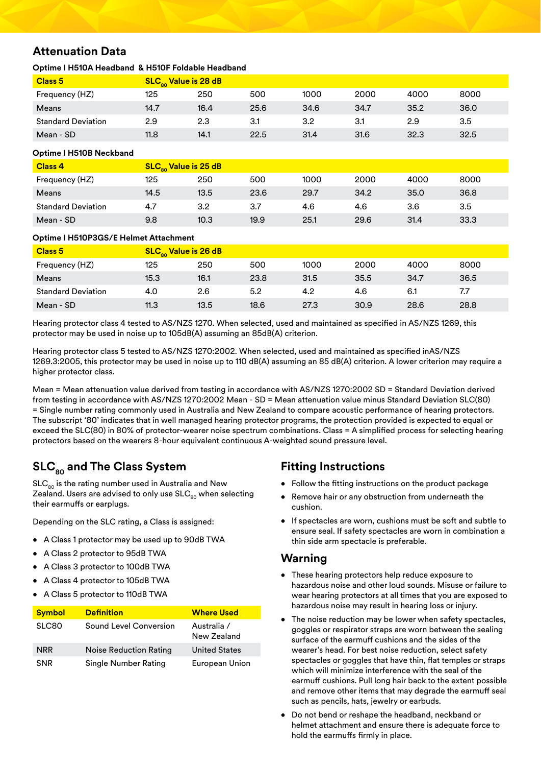## Attenuation Data

### Optime I H510A Headband & H510F Foldable Headband

| Class 5 | $SLC_{80}$ Value is 28 dB | | | | | | |
|---|---|---|---|---|---|---|---|
| Frequency (HZ) | 125 | 250 | 500 | 1000 | 2000 | 4000 | 8000 |
| Means | 14.7 | 16.4 | 25.6 | 34.6 | 34.7 | 35.2 | 36.0 |
| Standard Deviation | 2.9 | 2.3 | 3.1 | 3.2 | 3.1 | 2.9 | 3.5 |
| Mean - SD | 11.8 | 14.1 | 22.5 | 31.4 | 31.6 | 32.3 | 32.5 |

### Optime I H510B Neckband

| Class 4 | $SLC_{80}$ Value is 25 dB | | | | | | |
|---|---|---|---|---|---|---|---|
| Frequency (HZ) | 125 | 250 | 500 | 1000 | 2000 | 4000 | 8000 |
| Means | 14.5 | 13.5 | 23.6 | 29.7 | 34.2 | 35.0 | 36.8 |
| Standard Deviation | 4.7 | 3.2 | 3.7 | 4.6 | 4.6 | 3.6 | 3.5 |
| Mean - SD | 9.8 | 10.3 | 19.9 | 25.1 | 29.6 | 31.4 | 33.3 |

### Optime I H510P3GS/E Helmet Attachment

| Class 5 | $SLC_{80}$ Value is 26 dB | | | | | | |
|---|---|---|---|---|---|---|---|
| Frequency (HZ) | 125 | 250 | 500 | 1000 | 2000 | 4000 | 8000 |
| Means | 15.3 | 16.1 | 23.8 | 31.5 | 35.5 | 34.7 | 36.5 |
| Standard Deviation | 4.0 | 2.6 | 5.2 | 4.2 | 4.6 | 6.1 | 7.7 |
| Mean - SD | 11.3 | 13.5 | 18.6 | 27.3 | 30.9 | 28.6 | 28.8 |

Hearing protector class 4 tested to AS/NZS 1270. When selected, used and maintained as specified in AS/NZS 1269, this protector may be used in noise up to 105dB(A) assuming an 85dB(A) criterion.

Hearing protector class 5 tested to AS/NZS 1270:2002. When selected, used and maintained as specified inAS/NZS 1269.3:2005, this protector may be used in noise up to 110 dB(A) assuming an 85 dB(A) criterion. A lower criterion may require a higher protector class.

Mean = Mean attenuation value derived from testing in accordance with AS/NZS 1270:2002 SD = Standard Deviation derived from testing in accordance with AS/NZS 1270:2002 Mean - SD = Mean attenuation value minus Standard Deviation SLC(80) = Single number rating commonly used in Australia and New Zealand to compare acoustic performance of hearing protectors. The subscript '80' indicates that in well managed hearing protector programs, the protection provided is expected to equal or exceed the SLC(80) in 80% of protector-wearer noise spectrum combinations. Class = A simplified process for selecting hearing protectors based on the wearers 8-hour equivalent continuous A-weighted sound pressure level.

## $SLC_{80}$ and The Class System

$SLC_{80}$ is the rating number used in Australia and New Zealand. Users are advised to only use $SLC_{80}$ when selecting their earmuffs or earplugs.

Depending on the SLC rating, a Class is assigned:

- A Class 1 protector may be used up to 90dB TWA
- A Class 2 protector to 95dB TWA
- A Class 3 protector to 100dB TWA
- A Class 4 protector to 105dB TWA
- A Class 5 protector to 110dB TWA

| Symbol | Definition | Where Used |
|---|---|---|
| SLC80 | Sound Level Conversion | Australia / New Zealand |
| NRR | Noise Reduction Rating | United States |
| SNR | Single Number Rating | European Union |

## Fitting Instructions

- Follow the fitting instructions on the product package
- Remove hair or any obstruction from underneath the cushion.
- If spectacles are worn, cushions must be soft and subtle to ensure seal. If safety spectacles are worn in combination a thin side arm spectacle is preferable.

## Warning

- These hearing protectors help reduce exposure to hazardous noise and other loud sounds. Misuse or failure to wear hearing protectors at all times that you are exposed to hazardous noise may result in hearing loss or injury.
- The noise reduction may be lower when safety spectacles, goggles or respirator straps are worn between the sealing surface of the earmuff cushions and the sides of the wearer's head. For best noise reduction, select safety spectacles or goggles that have thin, flat temples or straps which will minimize interference with the seal of the earmuff cushions. Pull long hair back to the extent possible and remove other items that may degrade the earmuff seal such as pencils, hats, jewelry or earbuds.
- Do not bend or reshape the headband, neckband or helmet attachment and ensure there is adequate force to hold the earmuffs firmly in place.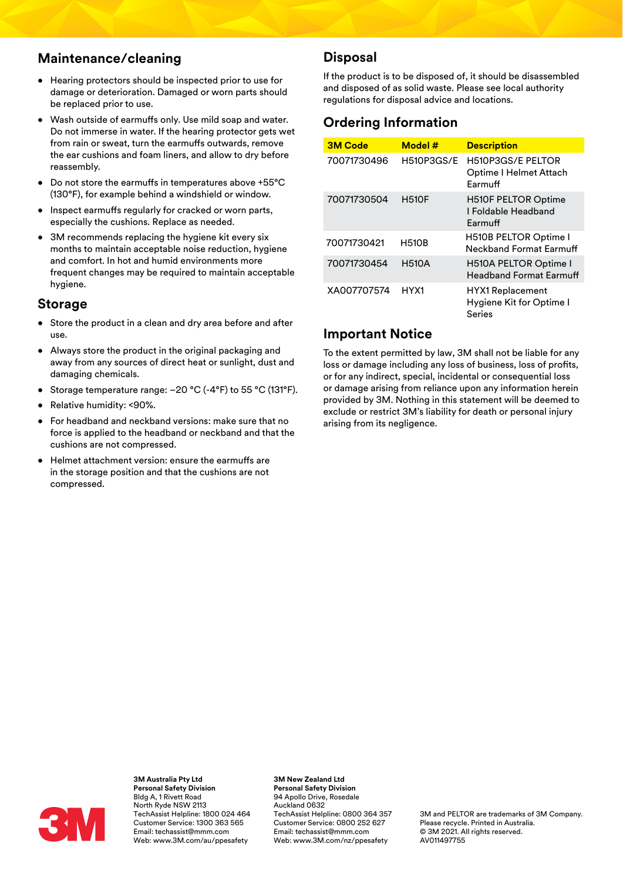## Maintenance/cleaning

- Hearing protectors should be inspected prior to use for damage or deterioration. Damaged or worn parts should be replaced prior to use.
- Wash outside of earmuffs only. Use mild soap and water. Do not immerse in water. If the hearing protector gets wet from rain or sweat, turn the earmuffs outwards, remove the ear cushions and foam liners, and allow to dry before reassembly.
- Do not store the earmuffs in temperatures above +55°C (130°F), for example behind a windshield or window.
- Inspect earmuffs regularly for cracked or worn parts, especially the cushions. Replace as needed.
- 3M recommends replacing the hygiene kit every six months to maintain acceptable noise reduction, hygiene and comfort. In hot and humid environments more frequent changes may be required to maintain acceptable hygiene.

## Storage

- Store the product in a clean and dry area before and after use.
- Always store the product in the original packaging and away from any sources of direct heat or sunlight, dust and damaging chemicals.
- Storage temperature range: –20 °C (-4°F) to 55 °C (131°F).
- Relative humidity: <90%.
- For headband and neckband versions: make sure that no force is applied to the headband or neckband and that the cushions are not compressed.
- Helmet attachment version: ensure the earmuffs are in the storage position and that the cushions are not compressed.

## Disposal

If the product is to be disposed of, it should be disassembled and disposed of as solid waste. Please see local authority regulations for disposal advice and locations.

## Ordering Information

| 3M Code | Model # | Description |
|---|---|---|
| 70071730496 | H510P3GS/E | H510P3GS/E PELTOR Optime I Helmet Attach Earmuff |
| 70071730504 | H510F | H510F PELTOR Optime I Foldable Headband Earmuff |
| 70071730421 | H510B | H510B PELTOR Optime I Neckband Format Earmuff |
| 70071730454 | H510A | H510A PELTOR Optime I Headband Format Earmuff |
| XA007707574 | HYX1 | HYX1 Replacement Hygiene Kit for Optime I Series |

## Important Notice

To the extent permitted by law, 3M shall not be liable for any loss or damage including any loss of business, loss of profits, or for any indirect, special, incidental or consequential loss or damage arising from reliance upon any information herein provided by 3M. Nothing in this statement will be deemed to exclude or restrict 3M's liability for death or personal injury arising from its negligence.

**3M Australia Pty Ltd**
**Personal Safety Division**
Bldg A, 1 Rivett Road
North Ryde NSW 2113
TechAssist Helpline: 1800 024 464
Customer Service: 1300 363 565
Email: techassist@mmm.com
Web: www.3M.com/au/ppesafety

**3M New Zealand Ltd**
**Personal Safety Division**
94 Apollo Drive, Rosedale
Auckland 0632
TechAssist Helpline: 0800 364 357
Customer Service: 0800 252 627
Email: techassist@mmm.com
Web: www.3M.com/nz/ppesafety

3M and PELTOR are trademarks of 3M Company.
Please recycle. Printed in Australia.
© 3M 2021. All rights reserved.
AV011497755